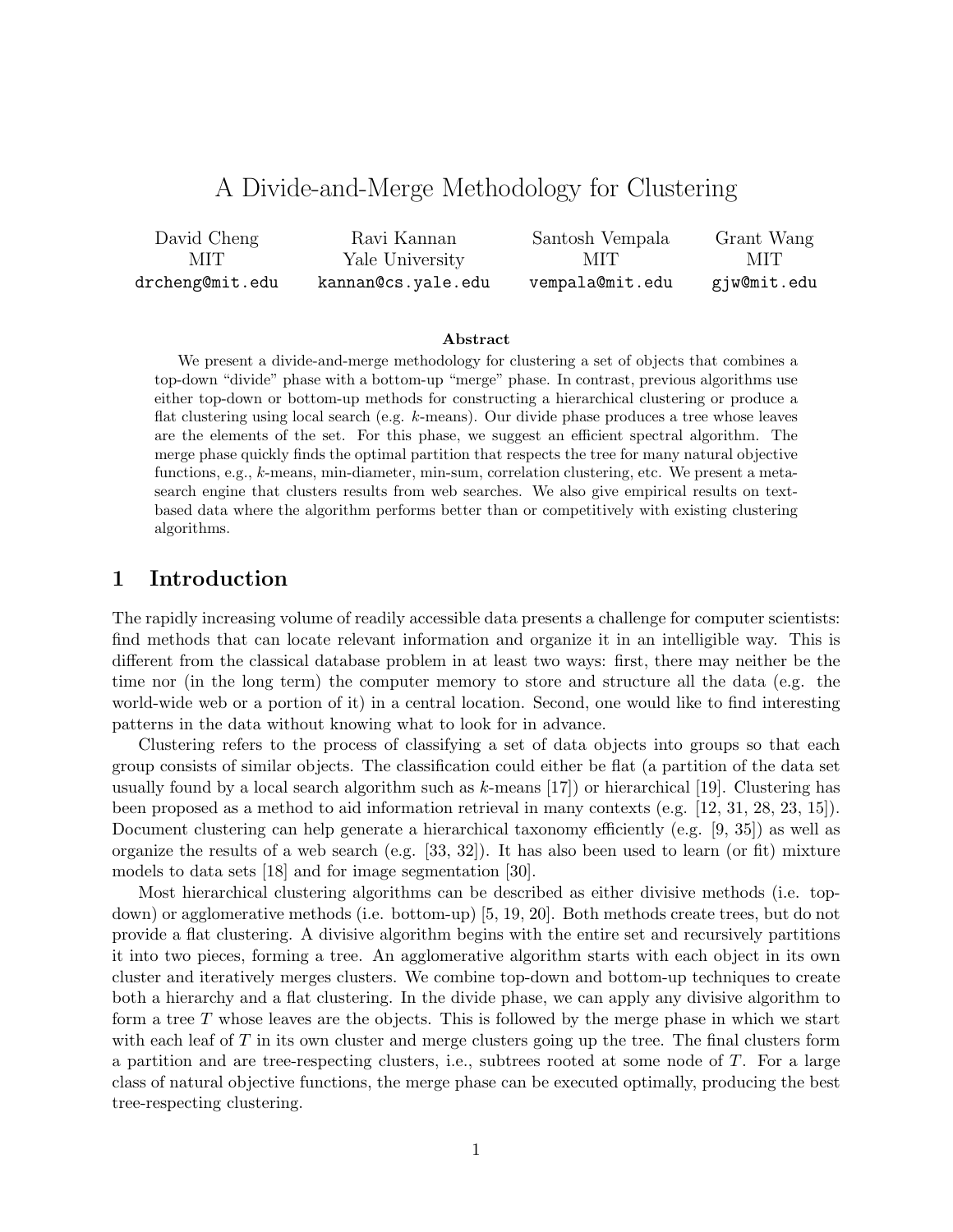# A Divide-and-Merge Methodology for Clustering

| David Cheng | Ravi Kannan | Santosh Vempala | Grant Wang |
|---|---|---|---|
| MIT | Yale University | MIT | MIT |
| drcheng@mit.edu | kannan@cs.yale.edu | vempala@mit.edu | gjw@mit.edu |

**Abstract**

We present a divide-and-merge methodology for clustering a set of objects that combines a top-down "divide" phase with a bottom-up "merge" phase. In contrast, previous algorithms use either top-down or bottom-up methods for constructing a hierarchical clustering or produce a flat clustering using local search (e.g. $k$-means). Our divide phase produces a tree whose leaves are the elements of the set. For this phase, we suggest an efficient spectral algorithm. The merge phase quickly finds the optimal partition that respects the tree for many natural objective functions, e.g., $k$-means, min-diameter, min-sum, correlation clustering, etc. We present a meta-search engine that clusters results from web searches. We also give empirical results on text-based data where the algorithm performs better than or competitively with existing clustering algorithms.

## 1 Introduction

The rapidly increasing volume of readily accessible data presents a challenge for computer scientists: find methods that can locate relevant information and organize it in an intelligible way. This is different from the classical database problem in at least two ways: first, there may neither be the time nor (in the long term) the computer memory to store and structure all the data (e.g. the world-wide web or a portion of it) in a central location. Second, one would like to find interesting patterns in the data without knowing what to look for in advance.

Clustering refers to the process of classifying a set of data objects into groups so that each group consists of similar objects. The classification could either be flat (a partition of the data set usually found by a local search algorithm such as $k$-means [17]) or hierarchical [19]. Clustering has been proposed as a method to aid information retrieval in many contexts (e.g. [12, 31, 28, 23, 15]). Document clustering can help generate a hierarchical taxonomy efficiently (e.g. [9, 35]) as well as organize the results of a web search (e.g. [33, 32]). It has also been used to learn (or fit) mixture models to data sets [18] and for image segmentation [30].

Most hierarchical clustering algorithms can be described as either divisive methods (i.e. top-down) or agglomerative methods (i.e. bottom-up) [5, 19, 20]. Both methods create trees, but do not provide a flat clustering. A divisive algorithm begins with the entire set and recursively partitions it into two pieces, forming a tree. An agglomerative algorithm starts with each object in its own cluster and iteratively merges clusters. We combine top-down and bottom-up techniques to create both a hierarchy and a flat clustering. In the divide phase, we can apply any divisive algorithm to form a tree $T$ whose leaves are the objects. This is followed by the merge phase in which we start with each leaf of $T$ in its own cluster and merge clusters going up the tree. The final clusters form a partition and are tree-respecting clusters, i.e., subtrees rooted at some node of $T$. For a large class of natural objective functions, the merge phase can be executed optimally, producing the best tree-respecting clustering.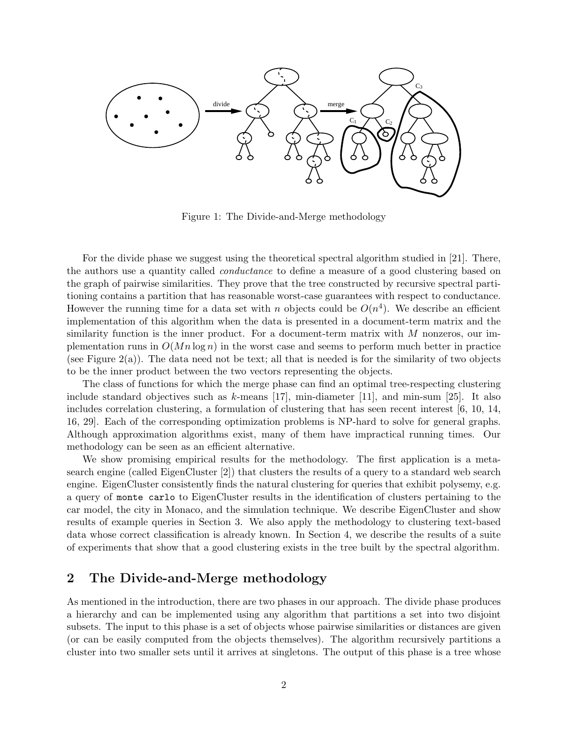Figure 1: The Divide-and-Merge methodology

For the divide phase we suggest using the theoretical spectral algorithm studied in [21]. There, the authors use a quantity called *conductance* to define a measure of a good clustering based on the graph of pairwise similarities. They prove that the tree constructed by recursive spectral partitioning contains a partition that has reasonable worst-case guarantees with respect to conductance. However the running time for a data set with $n$ objects could be $O(n^4)$. We describe an efficient implementation of this algorithm when the data is presented in a document-term matrix and the similarity function is the inner product. For a document-term matrix with $M$ nonzeros, our implementation runs in $O(Mn \log n)$ in the worst case and seems to perform much better in practice (see Figure 2(a)). The data need not be text; all that is needed is for the similarity of two objects to be the inner product between the two vectors representing the objects.

The class of functions for which the merge phase can find an optimal tree-respecting clustering include standard objectives such as $k$-means [17], min-diameter [11], and min-sum [25]. It also includes correlation clustering, a formulation of clustering that has seen recent interest [6, 10, 14, 16, 29]. Each of the corresponding optimization problems is NP-hard to solve for general graphs. Although approximation algorithms exist, many of them have impractical running times. Our methodology can be seen as an efficient alternative.

We show promising empirical results for the methodology. The first application is a meta-search engine (called EigenCluster [2]) that clusters the results of a query to a standard web search engine. EigenCluster consistently finds the natural clustering for queries that exhibit polysemy, e.g. a query of `monte carlo` to EigenCluster results in the identification of clusters pertaining to the car model, the city in Monaco, and the simulation technique. We describe EigenCluster and show results of example queries in Section 3. We also apply the methodology to clustering text-based data whose correct classification is already known. In Section 4, we describe the results of a suite of experiments that show that a good clustering exists in the tree built by the spectral algorithm.

## 2 The Divide-and-Merge methodology

As mentioned in the introduction, there are two phases in our approach. The divide phase produces a hierarchy and can be implemented using any algorithm that partitions a set into two disjoint subsets. The input to this phase is a set of objects whose pairwise similarities or distances are given (or can be easily computed from the objects themselves). The algorithm recursively partitions a cluster into two smaller sets until it arrives at singletons. The output of this phase is a tree whose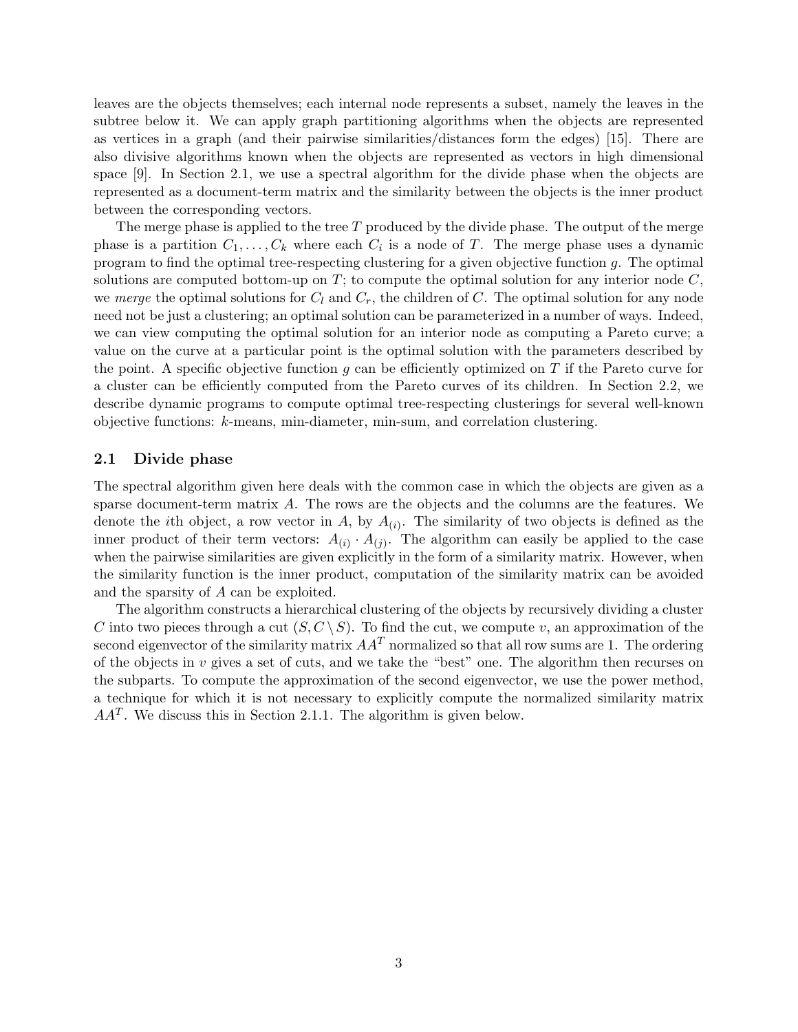leaves are the objects themselves; each internal node represents a subset, namely the leaves in the subtree below it. We can apply graph partitioning algorithms when the objects are represented as vertices in a graph (and their pairwise similarities/distances form the edges) [15]. There are also divisive algorithms known when the objects are represented as vectors in high dimensional space [9]. In Section 2.1, we use a spectral algorithm for the divide phase when the objects are represented as a document-term matrix and the similarity between the objects is the inner product between the corresponding vectors.

The merge phase is applied to the tree $T$ produced by the divide phase. The output of the merge phase is a partition $C_1, \ldots, C_k$ where each $C_i$ is a node of $T$. The merge phase uses a dynamic program to find the optimal tree-respecting clustering for a given objective function $g$. The optimal solutions are computed bottom-up on $T$; to compute the optimal solution for any interior node $C$, we *merge* the optimal solutions for $C_l$ and $C_r$, the children of $C$. The optimal solution for any node need not be just a clustering; an optimal solution can be parameterized in a number of ways. Indeed, we can view computing the optimal solution for an interior node as computing a Pareto curve; a value on the curve at a particular point is the optimal solution with the parameters described by the point. A specific objective function $g$ can be efficiently optimized on $T$ if the Pareto curve for a cluster can be efficiently computed from the Pareto curves of its children. In Section 2.2, we describe dynamic programs to compute optimal tree-respecting clusterings for several well-known objective functions: $k$-means, min-diameter, min-sum, and correlation clustering.

## 2.1 Divide phase

The spectral algorithm given here deals with the common case in which the objects are given as a sparse document-term matrix $A$. The rows are the objects and the columns are the features. We denote the $i$th object, a row vector in $A$, by $A_{(i)}$. The similarity of two objects is defined as the inner product of their term vectors: $A_{(i)} \cdot A_{(j)}$. The algorithm can easily be applied to the case when the pairwise similarities are given explicitly in the form of a similarity matrix. However, when the similarity function is the inner product, computation of the similarity matrix can be avoided and the sparsity of $A$ can be exploited.

The algorithm constructs a hierarchical clustering of the objects by recursively dividing a cluster $C$ into two pieces through a cut $(S, C \setminus S)$. To find the cut, we compute $v$, an approximation of the second eigenvector of the similarity matrix $AA^T$ normalized so that all row sums are 1. The ordering of the objects in $v$ gives a set of cuts, and we take the "best" one. The algorithm then recurses on the subparts. To compute the approximation of the second eigenvector, we use the power method, a technique for which it is not necessary to explicitly compute the normalized similarity matrix $AA^T$. We discuss this in Section 2.1.1. The algorithm is given below.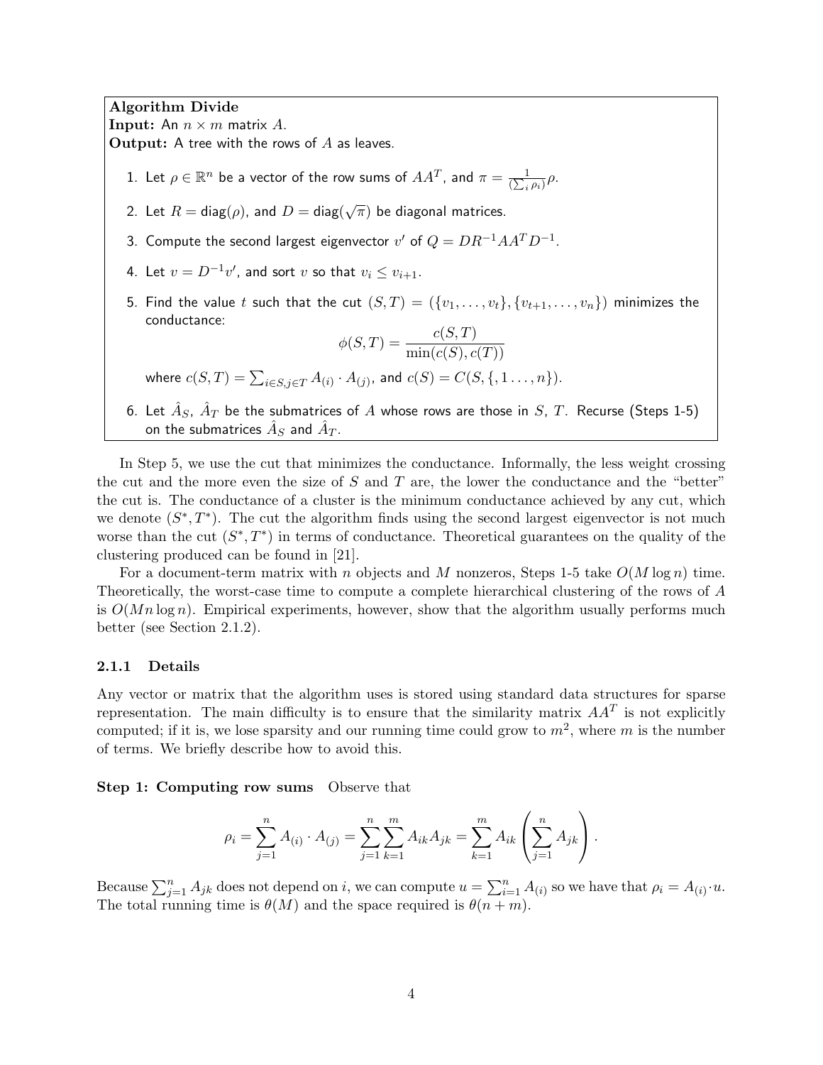**Algorithm Divide**
**Input:** An $n \times m$ matrix $A$.
**Output:** A tree with the rows of $A$ as leaves.

1. Let $\rho \in \mathbb{R}^n$ be a vector of the row sums of $AA^T$, and $\pi = \frac{1}{(\sum_i \rho_i)}\rho$.
2. Let $R = \text{diag}(\rho)$, and $D = \text{diag}(\sqrt{\pi})$ be diagonal matrices.
3. Compute the second largest eigenvector $v'$ of $Q = DR^{-1}AA^T D^{-1}$.
4. Let $v = D^{-1}v'$, and sort $v$ so that $v_i \leq v_{i+1}$.
5. Find the value $t$ such that the cut $(S,T) = (\{v_1, \ldots, v_t\}, \{v_{t+1}, \ldots, v_n\})$ minimizes the conductance:
$$\phi(S,T) = \frac{c(S,T)}{\min(c(S), c(T))}$$
where $c(S,T) = \sum_{i \in S, j \in T} A_{(i)} \cdot A_{(j)}$, and $c(S) = C(S, \{1 \ldots, n\})$.
6. Let $\hat{A}_S$, $\hat{A}_T$ be the submatrices of $A$ whose rows are those in $S$, $T$. Recurse (Steps 1-5) on the submatrices $\hat{A}_S$ and $\hat{A}_T$.

In Step 5, we use the cut that minimizes the conductance. Informally, the less weight crossing the cut and the more even the size of $S$ and $T$ are, the lower the conductance and the "better" the cut is. The conductance of a cluster is the minimum conductance achieved by any cut, which we denote $(S^*, T^*)$. The cut the algorithm finds using the second largest eigenvector is not much worse than the cut $(S^*, T^*)$ in terms of conductance. Theoretical guarantees on the quality of the clustering produced can be found in [21].

For a document-term matrix with $n$ objects and $M$ nonzeros, Steps 1-5 take $O(M \log n)$ time. Theoretically, the worst-case time to compute a complete hierarchical clustering of the rows of $A$ is $O(Mn \log n)$. Empirical experiments, however, show that the algorithm usually performs much better (see Section 2.1.2).

### 2.1.1 Details

Any vector or matrix that the algorithm uses is stored using standard data structures for sparse representation. The main difficulty is to ensure that the similarity matrix $AA^T$ is not explicitly computed; if it is, we lose sparsity and our running time could grow to $m^2$, where $m$ is the number of terms. We briefly describe how to avoid this.

**Step 1: Computing row sums** Observe that

$$\rho_i = \sum_{j=1}^{n} A_{(i)} \cdot A_{(j)} = \sum_{j=1}^{n} \sum_{k=1}^{m} A_{ik} A_{jk} = \sum_{k=1}^{m} A_{ik} \left( \sum_{j=1}^{n} A_{jk} \right).$$

Because $\sum_{j=1}^{n} A_{jk}$ does not depend on $i$, we can compute $u = \sum_{i=1}^{n} A_{(i)}$ so we have that $\rho_i = A_{(i)} \cdot u$. The total running time is $\theta(M)$ and the space required is $\theta(n + m)$.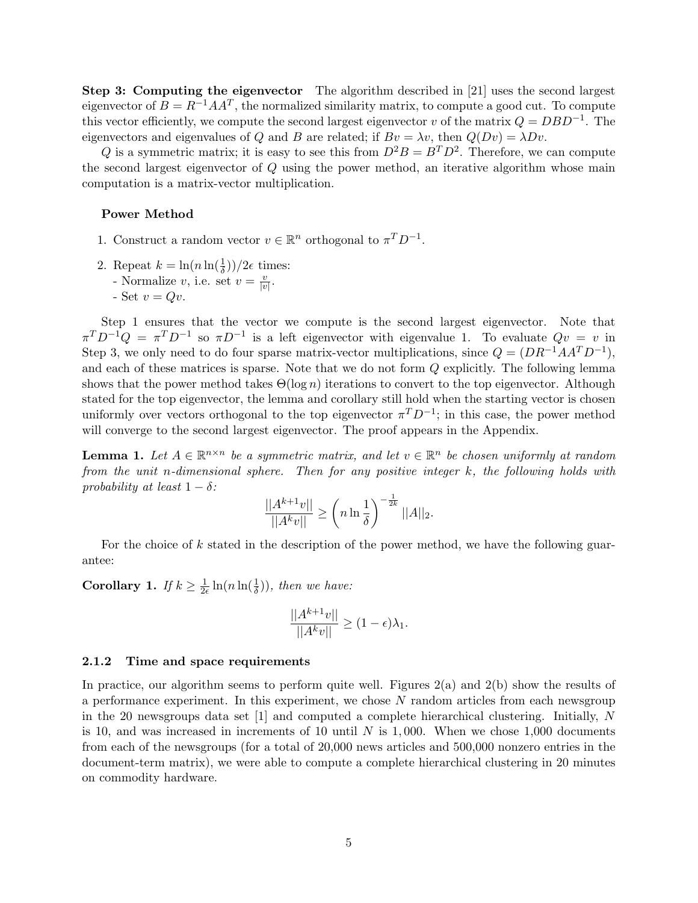**Step 3: Computing the eigenvector** The algorithm described in [21] uses the second largest eigenvector of $B = R^{-1}AA^T$, the normalized similarity matrix, to compute a good cut. To compute this vector efficiently, we compute the second largest eigenvector $v$ of the matrix $Q = DBD^{-1}$. The eigenvectors and eigenvalues of $Q$ and $B$ are related; if $Bv = \lambda v$, then $Q(Dv) = \lambda Dv$.

$Q$ is a symmetric matrix; it is easy to see this from $D^2 B = B^T D^2$. Therefore, we can compute the second largest eigenvector of $Q$ using the power method, an iterative algorithm whose main computation is a matrix-vector multiplication.

**Power Method**

1. Construct a random vector $v \in \mathbb{R}^n$ orthogonal to $\pi^T D^{-1}$.
2. Repeat $k = \ln(n \ln(\frac{1}{\delta}))/2\epsilon$ times:
   - Normalize $v$, i.e. set $v = \frac{v}{|v|}$.
   - Set $v = Qv$.

Step 1 ensures that the vector we compute is the second largest eigenvector. Note that $\pi^T D^{-1} Q = \pi^T D^{-1}$ so $\pi D^{-1}$ is a left eigenvector with eigenvalue 1. To evaluate $Qv = v$ in Step 3, we only need to do four sparse matrix-vector multiplications, since $Q = (DR^{-1}AA^T D^{-1})$, and each of these matrices is sparse. Note that we do not form $Q$ explicitly. The following lemma shows that the power method takes $\Theta(\log n)$ iterations to convert to the top eigenvector. Although stated for the top eigenvector, the lemma and corollary still hold when the starting vector is chosen uniformly over vectors orthogonal to the top eigenvector $\pi^T D^{-1}$; in this case, the power method will converge to the second largest eigenvector. The proof appears in the Appendix.

**Lemma 1.** *Let $A \in \mathbb{R}^{n \times n}$ be a symmetric matrix, and let $v \in \mathbb{R}^n$ be chosen uniformly at random from the unit $n$-dimensional sphere. Then for any positive integer $k$, the following holds with probability at least $1 - \delta$:*

$$\frac{||A^{k+1}v||}{||A^k v||} \geq \left(n \ln \frac{1}{\delta}\right)^{-\frac{1}{2k}} ||A||_2.$$

For the choice of $k$ stated in the description of the power method, we have the following guarantee:

**Corollary 1.** *If $k \geq \frac{1}{2\epsilon} \ln(n \ln(\frac{1}{\delta}))$, then we have:*

$$\frac{||A^{k+1}v||}{||A^k v||} \geq (1 - \epsilon)\lambda_1.$$

### 2.1.2 Time and space requirements

In practice, our algorithm seems to perform quite well. Figures 2(a) and 2(b) show the results of a performance experiment. In this experiment, we chose $N$ random articles from each newsgroup in the 20 newsgroups data set [1] and computed a complete hierarchical clustering. Initially, $N$ is 10, and was increased in increments of 10 until $N$ is 1,000. When we chose 1,000 documents from each of the newsgroups (for a total of 20,000 news articles and 500,000 nonzero entries in the document-term matrix), we were able to compute a complete hierarchical clustering in 20 minutes on commodity hardware.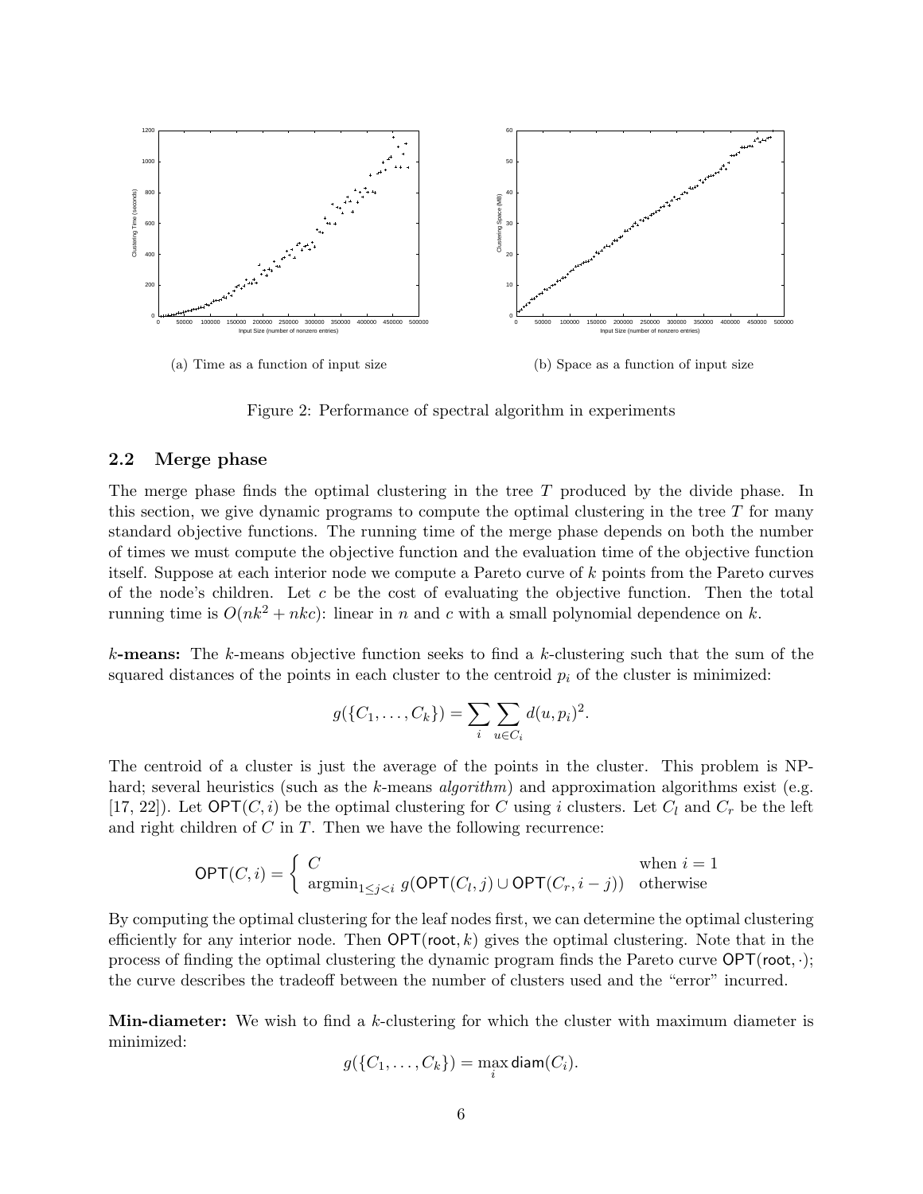(a) Time as a function of input size

(b) Space as a function of input size

Figure 2: Performance of spectral algorithm in experiments

## 2.2 Merge phase

The merge phase finds the optimal clustering in the tree $T$ produced by the divide phase. In this section, we give dynamic programs to compute the optimal clustering in the tree $T$ for many standard objective functions. The running time of the merge phase depends on both the number of times we must compute the objective function and the evaluation time of the objective function itself. Suppose at each interior node we compute a Pareto curve of $k$ points from the Pareto curves of the node's children. Let $c$ be the cost of evaluating the objective function. Then the total running time is $O(nk^2 + nkc)$: linear in $n$ and $c$ with a small polynomial dependence on $k$.

**$k$-means:** The $k$-means objective function seeks to find a $k$-clustering such that the sum of the squared distances of the points in each cluster to the centroid $p_i$ of the cluster is minimized:

$$g(\{C_1, \ldots, C_k\}) = \sum_i \sum_{u \in C_i} d(u, p_i)^2.$$

The centroid of a cluster is just the average of the points in the cluster. This problem is NP-hard; several heuristics (such as the $k$-means *algorithm*) and approximation algorithms exist (e.g. [17, 22]). Let $\mathsf{OPT}(C, i)$ be the optimal clustering for $C$ using $i$ clusters. Let $C_l$ and $C_r$ be the left and right children of $C$ in $T$. Then we have the following recurrence:

$$\mathsf{OPT}(C, i) = \begin{cases} C & \text{when } i = 1 \\ \operatorname{argmin}_{1 \leq j < i} g(\mathsf{OPT}(C_l, j) \cup \mathsf{OPT}(C_r, i - j)) & \text{otherwise} \end{cases}$$

By computing the optimal clustering for the leaf nodes first, we can determine the optimal clustering efficiently for any interior node. Then $\mathsf{OPT}(\mathsf{root}, k)$ gives the optimal clustering. Note that in the process of finding the optimal clustering the dynamic program finds the Pareto curve $\mathsf{OPT}(\mathsf{root}, \cdot)$; the curve describes the tradeoff between the number of clusters used and the "error" incurred.

**Min-diameter:** We wish to find a $k$-clustering for which the cluster with maximum diameter is minimized:

$$g(\{C_1, \ldots, C_k\}) = \max_i \mathsf{diam}(C_i).$$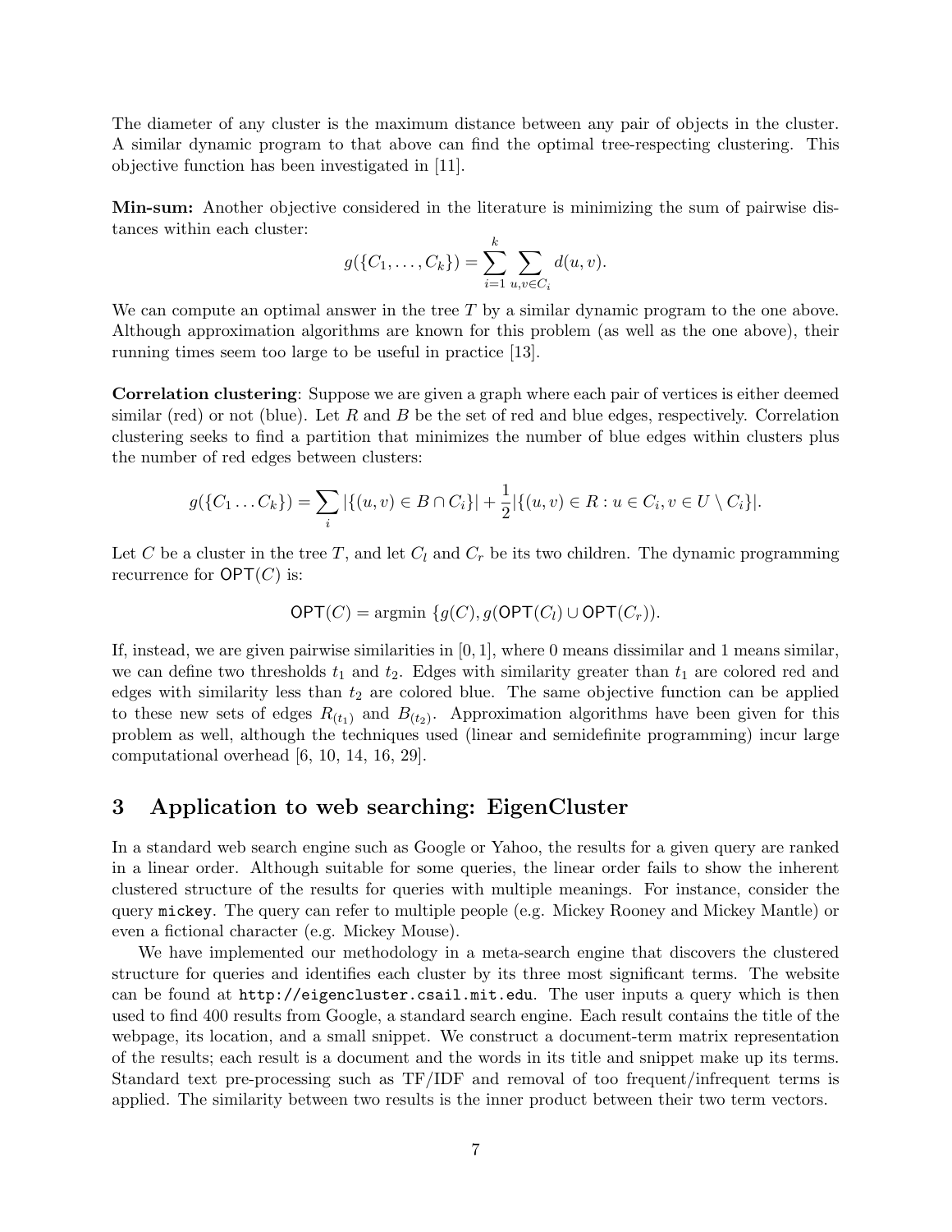The diameter of any cluster is the maximum distance between any pair of objects in the cluster. A similar dynamic program to that above can find the optimal tree-respecting clustering. This objective function has been investigated in [11].

**Min-sum:** Another objective considered in the literature is minimizing the sum of pairwise distances within each cluster:

$$g(\{C_1, \ldots, C_k\}) = \sum_{i=1}^{k} \sum_{u,v \in C_i} d(u, v).$$

We can compute an optimal answer in the tree $T$ by a similar dynamic program to the one above. Although approximation algorithms are known for this problem (as well as the one above), their running times seem too large to be useful in practice [13].

**Correlation clustering**: Suppose we are given a graph where each pair of vertices is either deemed similar (red) or not (blue). Let $R$ and $B$ be the set of red and blue edges, respectively. Correlation clustering seeks to find a partition that minimizes the number of blue edges within clusters plus the number of red edges between clusters:

$$g(\{C_1 \ldots C_k\}) = \sum_i |\{(u, v) \in B \cap C_i\}| + \frac{1}{2}|\{(u, v) \in R : u \in C_i, v \in U \setminus C_i\}|.$$

Let $C$ be a cluster in the tree $T$, and let $C_l$ and $C_r$ be its two children. The dynamic programming recurrence for $\mathsf{OPT}(C)$ is:

$$\mathsf{OPT}(C) = \text{argmin } \{g(C), g(\mathsf{OPT}(C_l) \cup \mathsf{OPT}(C_r)).$$

If, instead, we are given pairwise similarities in $[0, 1]$, where 0 means dissimilar and 1 means similar, we can define two thresholds $t_1$ and $t_2$. Edges with similarity greater than $t_1$ are colored red and edges with similarity less than $t_2$ are colored blue. The same objective function can be applied to these new sets of edges $R_{(t_1)}$ and $B_{(t_2)}$. Approximation algorithms have been given for this problem as well, although the techniques used (linear and semidefinite programming) incur large computational overhead [6, 10, 14, 16, 29].

# 3 Application to web searching: EigenCluster

In a standard web search engine such as Google or Yahoo, the results for a given query are ranked in a linear order. Although suitable for some queries, the linear order fails to show the inherent clustered structure of the results for queries with multiple meanings. For instance, consider the query `mickey`. The query can refer to multiple people (e.g. Mickey Rooney and Mickey Mantle) or even a fictional character (e.g. Mickey Mouse).

We have implemented our methodology in a meta-search engine that discovers the clustered structure for queries and identifies each cluster by its three most significant terms. The website can be found at `http://eigencluster.csail.mit.edu`. The user inputs a query which is then used to find 400 results from Google, a standard search engine. Each result contains the title of the webpage, its location, and a small snippet. We construct a document-term matrix representation of the results; each result is a document and the words in its title and snippet make up its terms. Standard text pre-processing such as TF/IDF and removal of too frequent/infrequent terms is applied. The similarity between two results is the inner product between their two term vectors.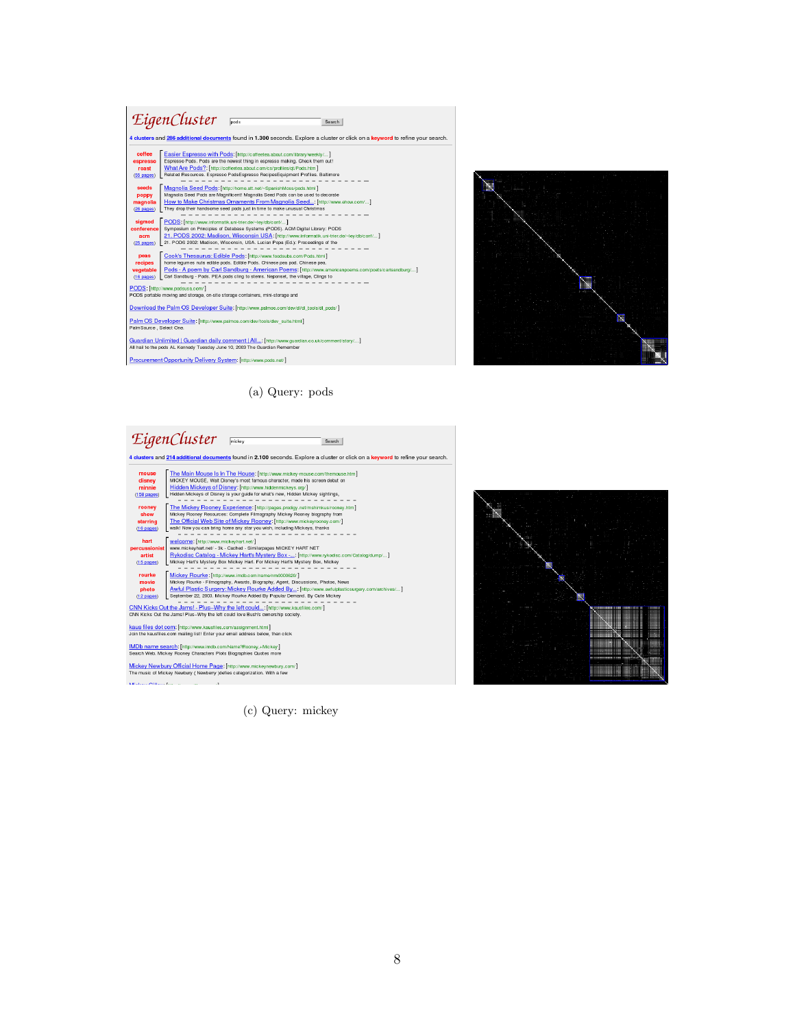(a) Query: pods

(c) Query: mickey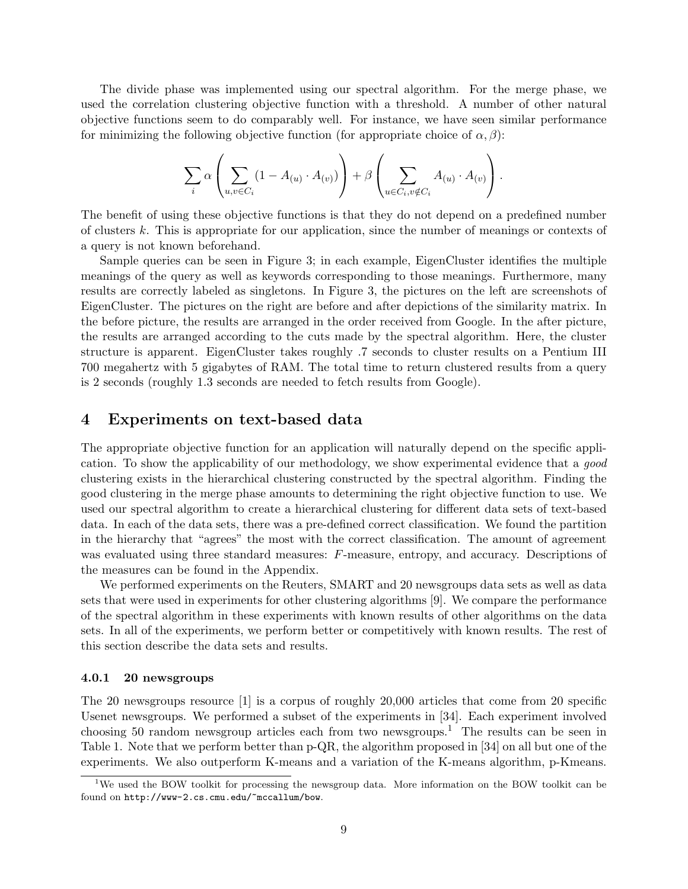The divide phase was implemented using our spectral algorithm. For the merge phase, we used the correlation clustering objective function with a threshold. A number of other natural objective functions seem to do comparably well. For instance, we have seen similar performance for minimizing the following objective function (for appropriate choice of $\alpha, \beta$):

$$\sum_i \alpha \left( \sum_{u,v \in C_i} (1 - A_{(u)} \cdot A_{(v)}) \right) + \beta \left( \sum_{u \in C_i, v \notin C_i} A_{(u)} \cdot A_{(v)} \right).$$

The benefit of using these objective functions is that they do not depend on a predefined number of clusters $k$. This is appropriate for our application, since the number of meanings or contexts of a query is not known beforehand.

Sample queries can be seen in Figure 3; in each example, EigenCluster identifies the multiple meanings of the query as well as keywords corresponding to those meanings. Furthermore, many results are correctly labeled as singletons. In Figure 3, the pictures on the left are screenshots of EigenCluster. The pictures on the right are before and after depictions of the similarity matrix. In the before picture, the results are arranged in the order received from Google. In the after picture, the results are arranged according to the cuts made by the spectral algorithm. Here, the cluster structure is apparent. EigenCluster takes roughly .7 seconds to cluster results on a Pentium III 700 megahertz with 5 gigabytes of RAM. The total time to return clustered results from a query is 2 seconds (roughly 1.3 seconds are needed to fetch results from Google).

## 4 Experiments on text-based data

The appropriate objective function for an application will naturally depend on the specific application. To show the applicability of our methodology, we show experimental evidence that a *good* clustering exists in the hierarchical clustering constructed by the spectral algorithm. Finding the good clustering in the merge phase amounts to determining the right objective function to use. We used our spectral algorithm to create a hierarchical clustering for different data sets of text-based data. In each of the data sets, there was a pre-defined correct classification. We found the partition in the hierarchy that "agrees" the most with the correct classification. The amount of agreement was evaluated using three standard measures: $F$-measure, entropy, and accuracy. Descriptions of the measures can be found in the Appendix.

We performed experiments on the Reuters, SMART and 20 newsgroups data sets as well as data sets that were used in experiments for other clustering algorithms [9]. We compare the performance of the spectral algorithm in these experiments with known results of other algorithms on the data sets. In all of the experiments, we perform better or competitively with known results. The rest of this section describe the data sets and results.

#### 4.0.1 20 newsgroups

The 20 newsgroups resource [1] is a corpus of roughly 20,000 articles that come from 20 specific Usenet newsgroups. We performed a subset of the experiments in [34]. Each experiment involved choosing 50 random newsgroup articles each from two newsgroups.[1] The results can be seen in Table 1. Note that we perform better than p-QR, the algorithm proposed in [34] on all but one of the experiments. We also outperform K-means and a variation of the K-means algorithm, p-Kmeans.

[1] We used the BOW toolkit for processing the newsgroup data. More information on the BOW toolkit can be found on http://www-2.cs.cmu.edu/~mccallum/bow.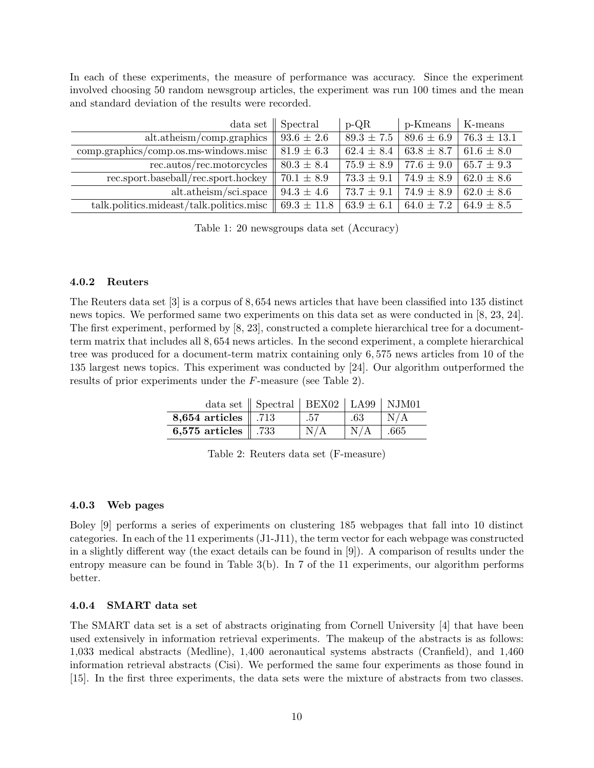In each of these experiments, the measure of performance was accuracy. Since the experiment involved choosing 50 random newsgroup articles, the experiment was run 100 times and the mean and standard deviation of the results were recorded.

| data set | Spectral | p-QR | p-Kmeans | K-means |
|---|---|---|---|---|
| alt.atheism/comp.graphics | $93.6 \pm 2.6$ | $89.3 \pm 7.5$ | $89.6 \pm 6.9$ | $76.3 \pm 13.1$ |
| comp.graphics/comp.os.ms-windows.misc | $81.9 \pm 6.3$ | $62.4 \pm 8.4$ | $63.8 \pm 8.7$ | $61.6 \pm 8.0$ |
| rec.autos/rec.motorcycles | $80.3 \pm 8.4$ | $75.9 \pm 8.9$ | $77.6 \pm 9.0$ | $65.7 \pm 9.3$ |
| rec.sport.baseball/rec.sport.hockey | $70.1 \pm 8.9$ | $73.3 \pm 9.1$ | $74.9 \pm 8.9$ | $62.0 \pm 8.6$ |
| alt.atheism/sci.space | $94.3 \pm 4.6$ | $73.7 \pm 9.1$ | $74.9 \pm 8.9$ | $62.0 \pm 8.6$ |
| talk.politics.mideast/talk.politics.misc | $69.3 \pm 11.8$ | $63.9 \pm 6.1$ | $64.0 \pm 7.2$ | $64.9 \pm 8.5$ |

Table 1: 20 newsgroups data set (Accuracy)

#### 4.0.2 Reuters

The Reuters data set [3] is a corpus of 8,654 news articles that have been classified into 135 distinct news topics. We performed same two experiments on this data set as were conducted in [8, 23, 24]. The first experiment, performed by [8, 23], constructed a complete hierarchical tree for a document-term matrix that includes all 8,654 news articles. In the second experiment, a complete hierarchical tree was produced for a document-term matrix containing only 6,575 news articles from 10 of the 135 largest news topics. This experiment was conducted by [24]. Our algorithm outperformed the results of prior experiments under the $F$-measure (see Table 2).

| data set | Spectral | BEX02 | LA99 | NJM01 |
|---|---|---|---|---|
| **8,654 articles** | .713 | .57 | .63 | N/A |
| **6,575 articles** | .733 | N/A | N/A | .665 |

Table 2: Reuters data set (F-measure)

#### 4.0.3 Web pages

Boley [9] performs a series of experiments on clustering 185 webpages that fall into 10 distinct categories. In each of the 11 experiments (J1-J11), the term vector for each webpage was constructed in a slightly different way (the exact details can be found in [9]). A comparison of results under the entropy measure can be found in Table 3(b). In 7 of the 11 experiments, our algorithm performs better.

#### 4.0.4 SMART data set

The SMART data set is a set of abstracts originating from Cornell University [4] that have been used extensively in information retrieval experiments. The makeup of the abstracts is as follows: 1,033 medical abstracts (Medline), 1,400 aeronautical systems abstracts (Cranfield), and 1,460 information retrieval abstracts (Cisi). We performed the same four experiments as those found in [15]. In the first three experiments, the data sets were the mixture of abstracts from two classes.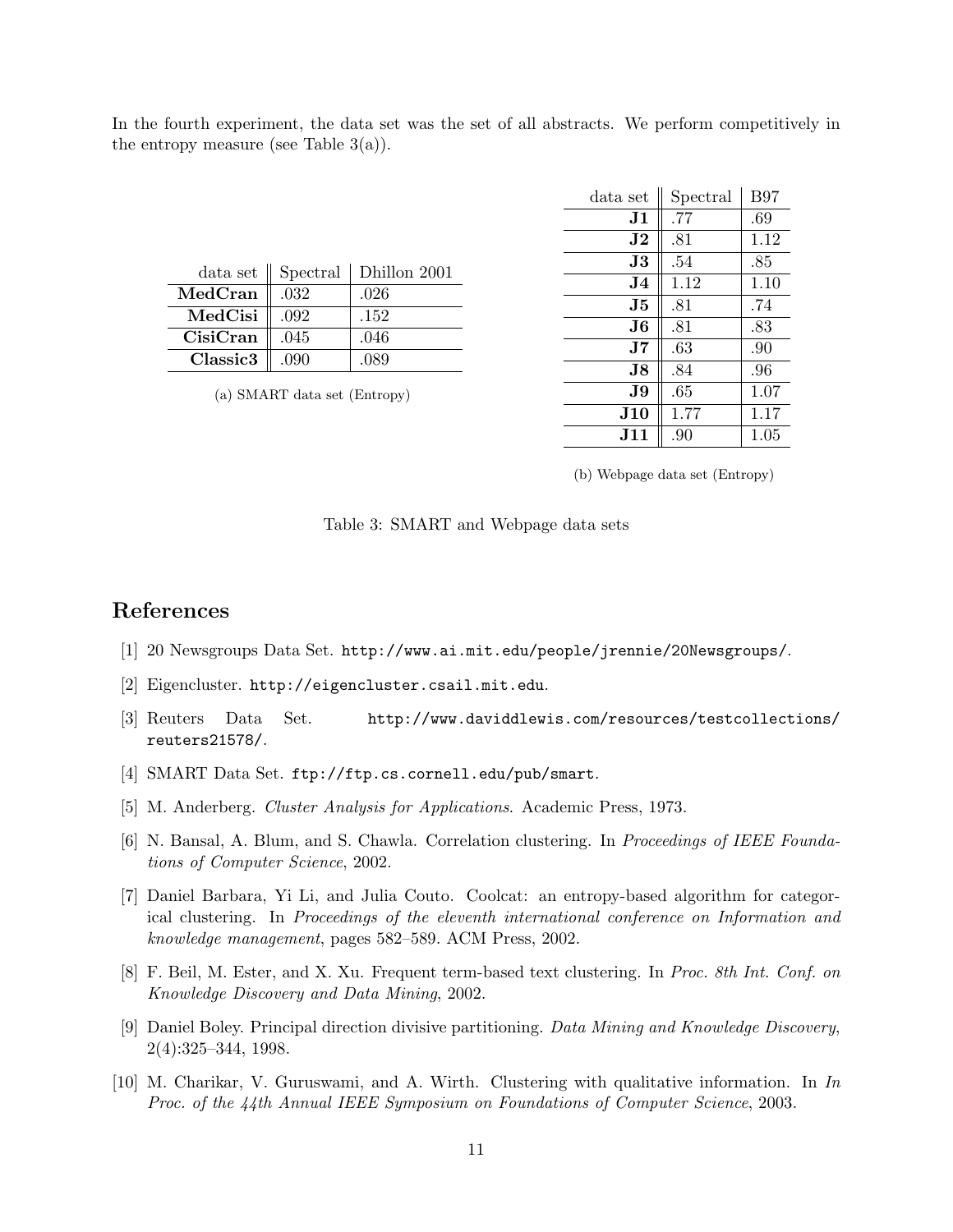In the fourth experiment, the data set was the set of all abstracts. We perform competitively in the entropy measure (see Table 3(a)).

| data set | Spectral | Dhillon 2001 |
|---|---|---|
| **MedCran** | .032 | .026 |
| **MedCisi** | .092 | .152 |
| **CisiCran** | .045 | .046 |
| **Classic3** | .090 | .089 |

(a) SMART data set (Entropy)

| data set | Spectral | B97 |
|---|---|---|
| **J1** | .77 | .69 |
| **J2** | .81 | 1.12 |
| **J3** | .54 | .85 |
| **J4** | 1.12 | 1.10 |
| **J5** | .81 | .74 |
| **J6** | .81 | .83 |
| **J7** | .63 | .90 |
| **J8** | .84 | .96 |
| **J9** | .65 | 1.07 |
| **J10** | 1.77 | 1.17 |
| **J11** | .90 | 1.05 |

(b) Webpage data set (Entropy)

Table 3: SMART and Webpage data sets

# References

[1] 20 Newsgroups Data Set. `http://www.ai.mit.edu/people/jrennie/20Newsgroups/`.

[2] Eigencluster. `http://eigencluster.csail.mit.edu`.

[3] Reuters Data Set. `http://www.daviddlewis.com/resources/testcollections/reuters21578/`.

[4] SMART Data Set. `ftp://ftp.cs.cornell.edu/pub/smart`.

[5] M. Anderberg. *Cluster Analysis for Applications*. Academic Press, 1973.

[6] N. Bansal, A. Blum, and S. Chawla. Correlation clustering. In *Proceedings of IEEE Foundations of Computer Science*, 2002.

[7] Daniel Barbara, Yi Li, and Julia Couto. Coolcat: an entropy-based algorithm for categorical clustering. In *Proceedings of the eleventh international conference on Information and knowledge management*, pages 582–589. ACM Press, 2002.

[8] F. Beil, M. Ester, and X. Xu. Frequent term-based text clustering. In *Proc. 8th Int. Conf. on Knowledge Discovery and Data Mining*, 2002.

[9] Daniel Boley. Principal direction divisive partitioning. *Data Mining and Knowledge Discovery*, 2(4):325–344, 1998.

[10] M. Charikar, V. Guruswami, and A. Wirth. Clustering with qualitative information. In *In Proc. of the 44th Annual IEEE Symposium on Foundations of Computer Science*, 2003.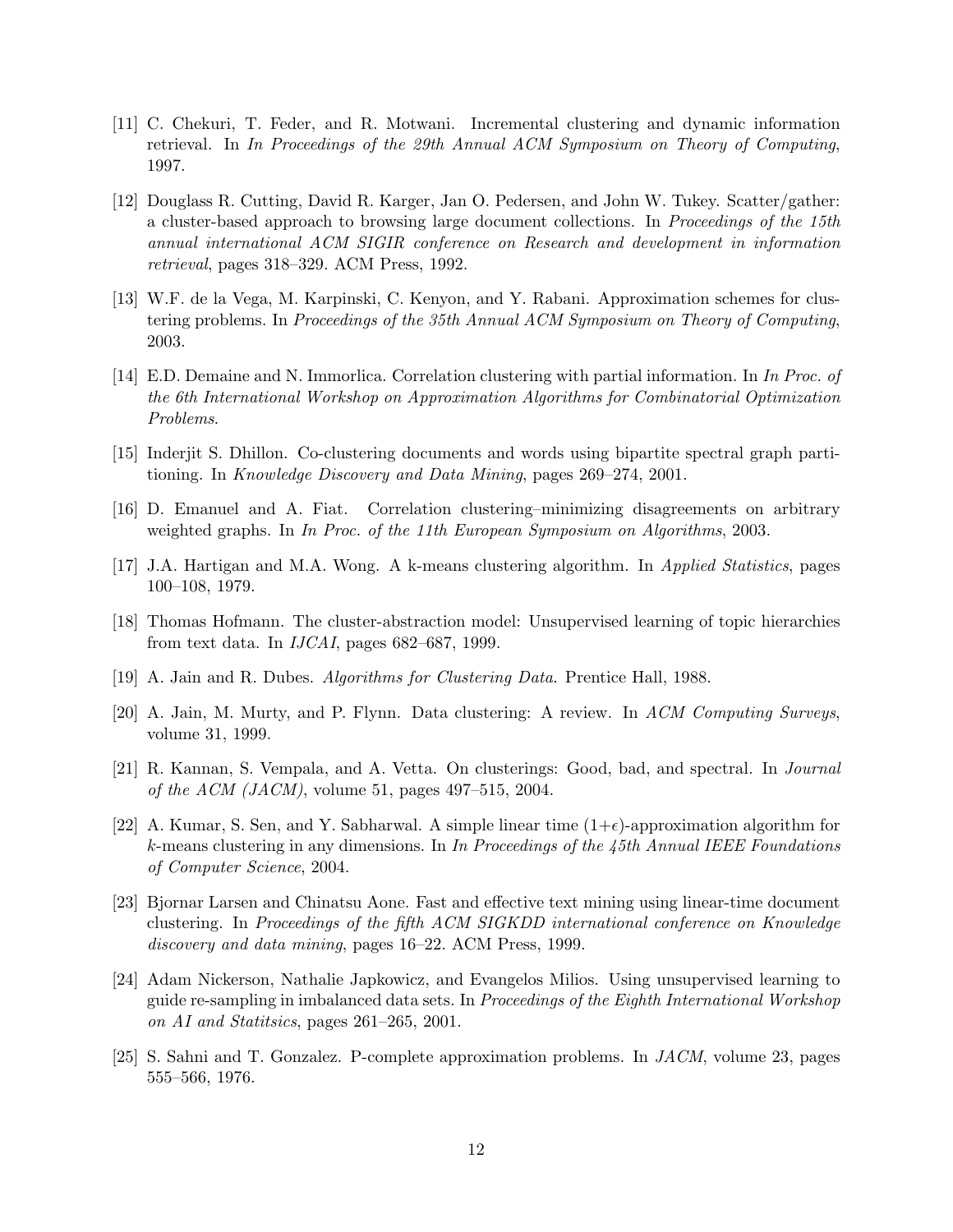[11] C. Chekuri, T. Feder, and R. Motwani. Incremental clustering and dynamic information retrieval. In *In Proceedings of the 29th Annual ACM Symposium on Theory of Computing*, 1997.

[12] Douglass R. Cutting, David R. Karger, Jan O. Pedersen, and John W. Tukey. Scatter/gather: a cluster-based approach to browsing large document collections. In *Proceedings of the 15th annual international ACM SIGIR conference on Research and development in information retrieval*, pages 318–329. ACM Press, 1992.

[13] W.F. de la Vega, M. Karpinski, C. Kenyon, and Y. Rabani. Approximation schemes for clustering problems. In *Proceedings of the 35th Annual ACM Symposium on Theory of Computing*, 2003.

[14] E.D. Demaine and N. Immorlica. Correlation clustering with partial information. In *In Proc. of the 6th International Workshop on Approximation Algorithms for Combinatorial Optimization Problems*.

[15] Inderjit S. Dhillon. Co-clustering documents and words using bipartite spectral graph partitioning. In *Knowledge Discovery and Data Mining*, pages 269–274, 2001.

[16] D. Emanuel and A. Fiat. Correlation clustering–minimizing disagreements on arbitrary weighted graphs. In *In Proc. of the 11th European Symposium on Algorithms*, 2003.

[17] J.A. Hartigan and M.A. Wong. A k-means clustering algorithm. In *Applied Statistics*, pages 100–108, 1979.

[18] Thomas Hofmann. The cluster-abstraction model: Unsupervised learning of topic hierarchies from text data. In *IJCAI*, pages 682–687, 1999.

[19] A. Jain and R. Dubes. *Algorithms for Clustering Data*. Prentice Hall, 1988.

[20] A. Jain, M. Murty, and P. Flynn. Data clustering: A review. In *ACM Computing Surveys*, volume 31, 1999.

[21] R. Kannan, S. Vempala, and A. Vetta. On clusterings: Good, bad, and spectral. In *Journal of the ACM (JACM)*, volume 51, pages 497–515, 2004.

[22] A. Kumar, S. Sen, and Y. Sabharwal. A simple linear time $(1+\epsilon)$-approximation algorithm for $k$-means clustering in any dimensions. In *In Proceedings of the 45th Annual IEEE Foundations of Computer Science*, 2004.

[23] Bjornar Larsen and Chinatsu Aone. Fast and effective text mining using linear-time document clustering. In *Proceedings of the fifth ACM SIGKDD international conference on Knowledge discovery and data mining*, pages 16–22. ACM Press, 1999.

[24] Adam Nickerson, Nathalie Japkowicz, and Evangelos Milios. Using unsupervised learning to guide re-sampling in imbalanced data sets. In *Proceedings of the Eighth International Workshop on AI and Statitsics*, pages 261–265, 2001.

[25] S. Sahni and T. Gonzalez. P-complete approximation problems. In *JACM*, volume 23, pages 555–566, 1976.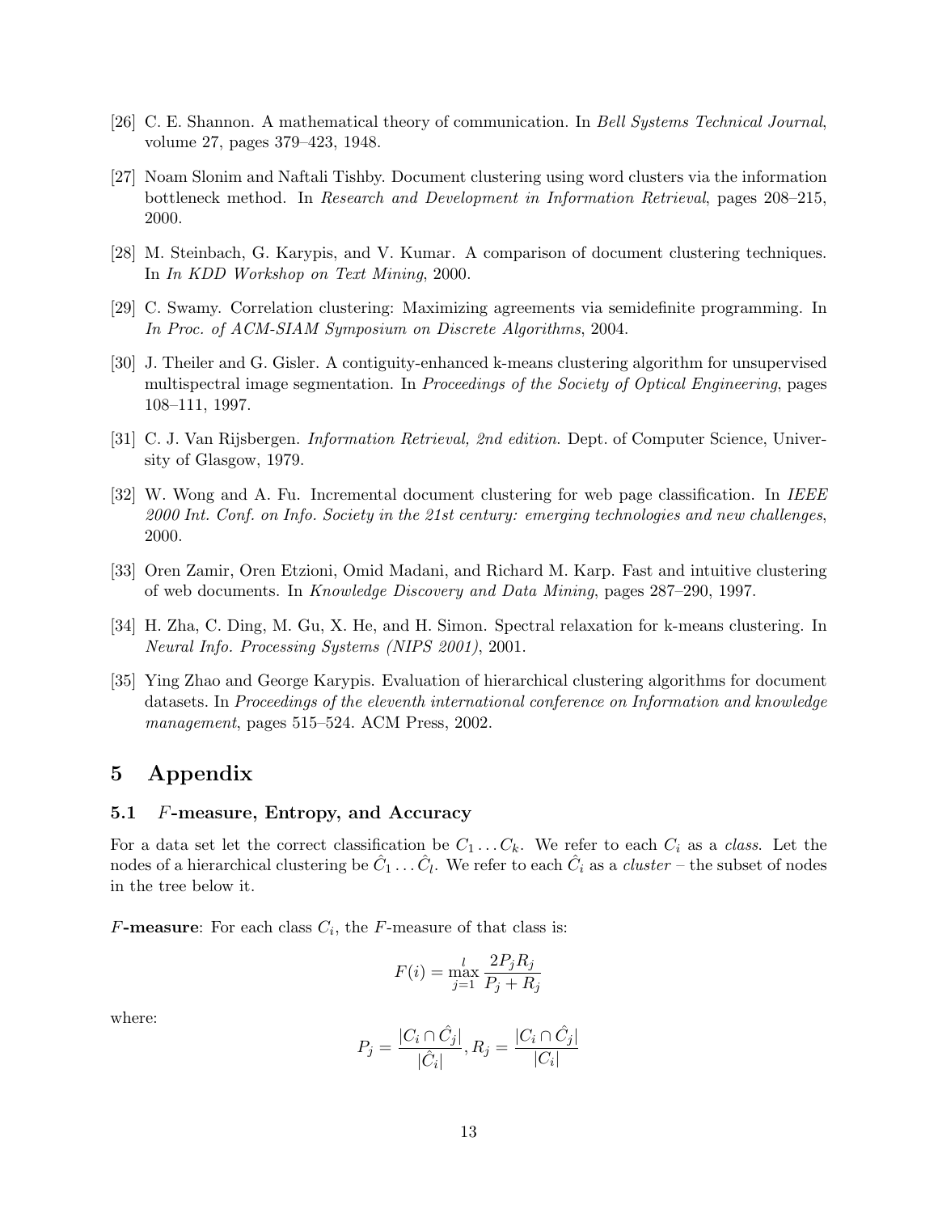[26] C. E. Shannon. A mathematical theory of communication. In *Bell Systems Technical Journal*, volume 27, pages 379–423, 1948.

[27] Noam Slonim and Naftali Tishby. Document clustering using word clusters via the information bottleneck method. In *Research and Development in Information Retrieval*, pages 208–215, 2000.

[28] M. Steinbach, G. Karypis, and V. Kumar. A comparison of document clustering techniques. In *In KDD Workshop on Text Mining*, 2000.

[29] C. Swamy. Correlation clustering: Maximizing agreements via semidefinite programming. In *In Proc. of ACM-SIAM Symposium on Discrete Algorithms*, 2004.

[30] J. Theiler and G. Gisler. A contiguity-enhanced k-means clustering algorithm for unsupervised multispectral image segmentation. In *Proceedings of the Society of Optical Engineering*, pages 108–111, 1997.

[31] C. J. Van Rijsbergen. *Information Retrieval, 2nd edition*. Dept. of Computer Science, University of Glasgow, 1979.

[32] W. Wong and A. Fu. Incremental document clustering for web page classification. In *IEEE 2000 Int. Conf. on Info. Society in the 21st century: emerging technologies and new challenges*, 2000.

[33] Oren Zamir, Oren Etzioni, Omid Madani, and Richard M. Karp. Fast and intuitive clustering of web documents. In *Knowledge Discovery and Data Mining*, pages 287–290, 1997.

[34] H. Zha, C. Ding, M. Gu, X. He, and H. Simon. Spectral relaxation for k-means clustering. In *Neural Info. Processing Systems (NIPS 2001)*, 2001.

[35] Ying Zhao and George Karypis. Evaluation of hierarchical clustering algorithms for document datasets. In *Proceedings of the eleventh international conference on Information and knowledge management*, pages 515–524. ACM Press, 2002.

# 5 Appendix

## 5.1 $F$-measure, Entropy, and Accuracy

For a data set let the correct classification be $C_1 \dots C_k$. We refer to each $C_i$ as a *class*. Let the nodes of a hierarchical clustering be $\hat{C}_1 \dots \hat{C}_l$. We refer to each $\hat{C}_i$ as a *cluster* – the subset of nodes in the tree below it.

**$F$-measure**: For each class $C_i$, the $F$-measure of that class is:

$$F(i) = \max_{j=1}^{l} \frac{2P_j R_j}{P_j + R_j}$$

where:

$$P_j = \frac{|C_i \cap \hat{C}_j|}{|\hat{C}_i|}, R_j = \frac{|C_i \cap \hat{C}_j|}{|C_i|}$$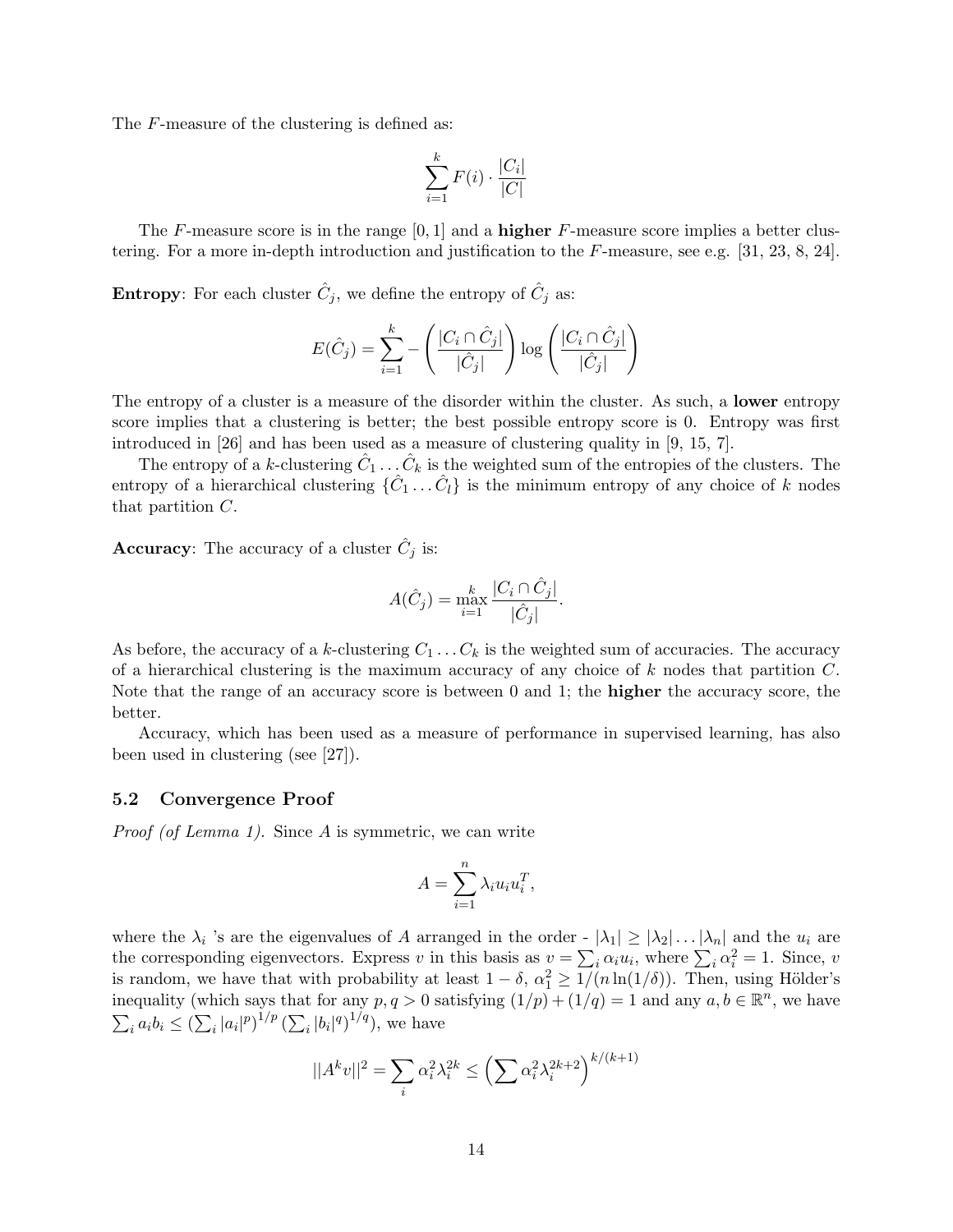The $F$-measure of the clustering is defined as:

$$\sum_{i=1}^{k} F(i) \cdot \frac{|C_i|}{|C|}$$

The $F$-measure score is in the range $[0, 1]$ and a **higher** $F$-measure score implies a better clustering. For a more in-depth introduction and justification to the $F$-measure, see e.g. [31, 23, 8, 24].

**Entropy**: For each cluster $\hat{C}_j$, we define the entropy of $\hat{C}_j$ as:

$$E(\hat{C}_j) = \sum_{i=1}^{k} -\left(\frac{|C_i \cap \hat{C}_j|}{|\hat{C}_j|}\right) \log \left(\frac{|C_i \cap \hat{C}_j|}{|\hat{C}_j|}\right)$$

The entropy of a cluster is a measure of the disorder within the cluster. As such, a **lower** entropy score implies that a clustering is better; the best possible entropy score is 0. Entropy was first introduced in [26] and has been used as a measure of clustering quality in [9, 15, 7].

The entropy of a $k$-clustering $\hat{C}_1 \dots \hat{C}_k$ is the weighted sum of the entropies of the clusters. The entropy of a hierarchical clustering $\{\hat{C}_1 \dots \hat{C}_l\}$ is the minimum entropy of any choice of $k$ nodes that partition $C$.

**Accuracy**: The accuracy of a cluster $\hat{C}_j$ is:

$$A(\hat{C}_j) = \max_{i=1}^{k} \frac{|C_i \cap \hat{C}_j|}{|\hat{C}_j|}.$$

As before, the accuracy of a $k$-clustering $C_1 \dots C_k$ is the weighted sum of accuracies. The accuracy of a hierarchical clustering is the maximum accuracy of any choice of $k$ nodes that partition $C$. Note that the range of an accuracy score is between 0 and 1; the **higher** the accuracy score, the better.

Accuracy, which has been used as a measure of performance in supervised learning, has also been used in clustering (see [27]).

### 5.2 Convergence Proof

*Proof (of Lemma 1).* Since $A$ is symmetric, we can write

$$A = \sum_{i=1}^{n} \lambda_i u_i u_i^T,$$

where the $\lambda_i$ 's are the eigenvalues of $A$ arranged in the order - $|\lambda_1| \geq |\lambda_2| \dots |\lambda_n|$ and the $u_i$ are the corresponding eigenvectors. Express $v$ in this basis as $v = \sum_i \alpha_i u_i$, where $\sum_i \alpha_i^2 = 1$. Since, $v$ is random, we have that with probability at least $1 - \delta$, $\alpha_1^2 \geq 1/(n \ln(1/\delta))$. Then, using Hölder's inequality (which says that for any $p, q > 0$ satisfying $(1/p) + (1/q) = 1$ and any $a, b \in \mathbb{R}^n$, we have $\sum_i a_i b_i \leq (\sum_i |a_i|^p)^{1/p} (\sum_i |b_i|^q)^{1/q}$), we have

$$||A^k v||^2 = \sum_i \alpha_i^2 \lambda_i^{2k} \leq \left(\sum \alpha_i^2 \lambda_i^{2k+2}\right)^{k/(k+1)}$$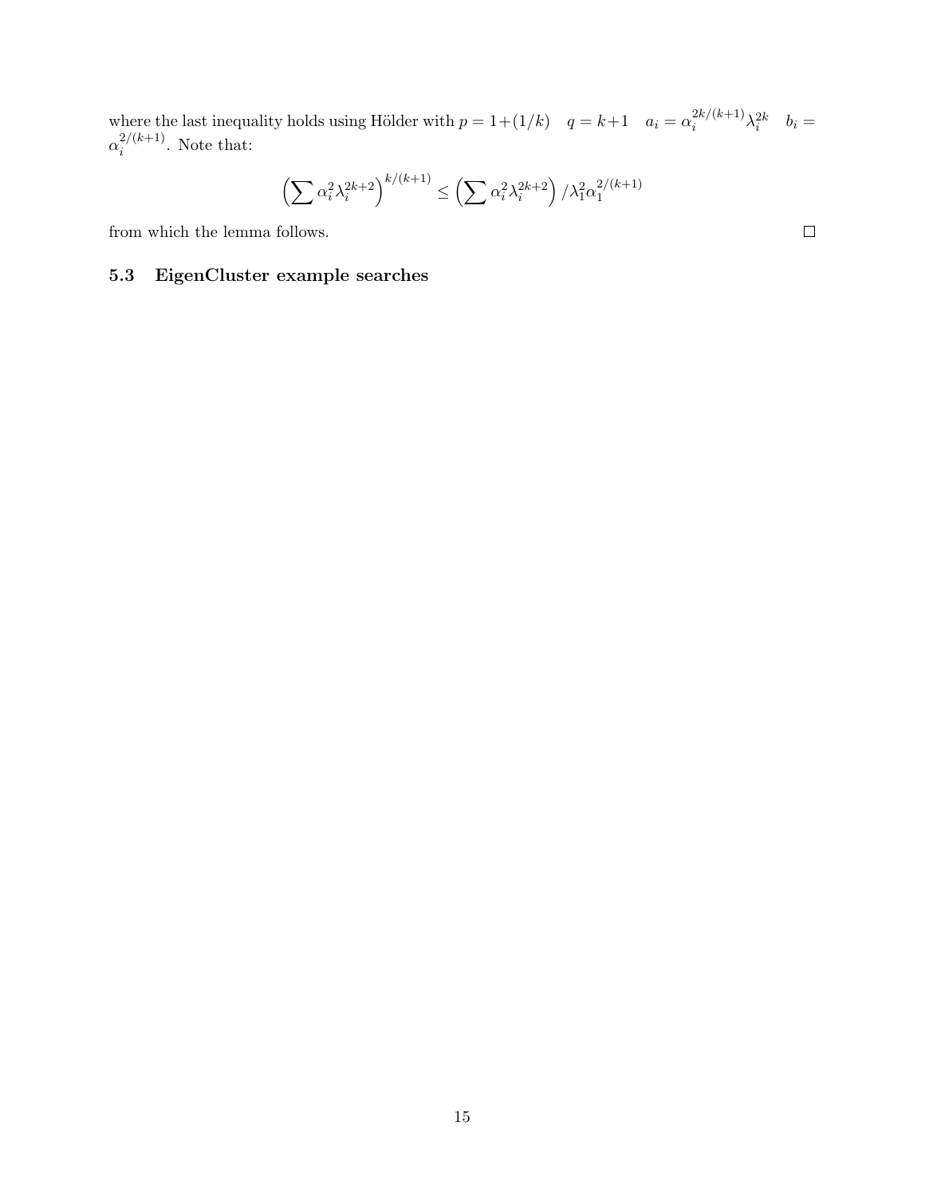where the last inequality holds using Hölder with $p = 1+(1/k) \quad q = k+1 \quad a_i = \alpha_i^{2k/(k+1)}\lambda_i^{2k} \quad b_i = \alpha_i^{2/(k+1)}$. Note that:

$$\left(\sum \alpha_i^2 \lambda_i^{2k+2}\right)^{k/(k+1)} \leq \left(\sum \alpha_i^2 \lambda_i^{2k+2}\right) / \lambda_1^2 \alpha_1^{2/(k+1)}$$

from which the lemma follows. $\square$

### 5.3 EigenCluster example searches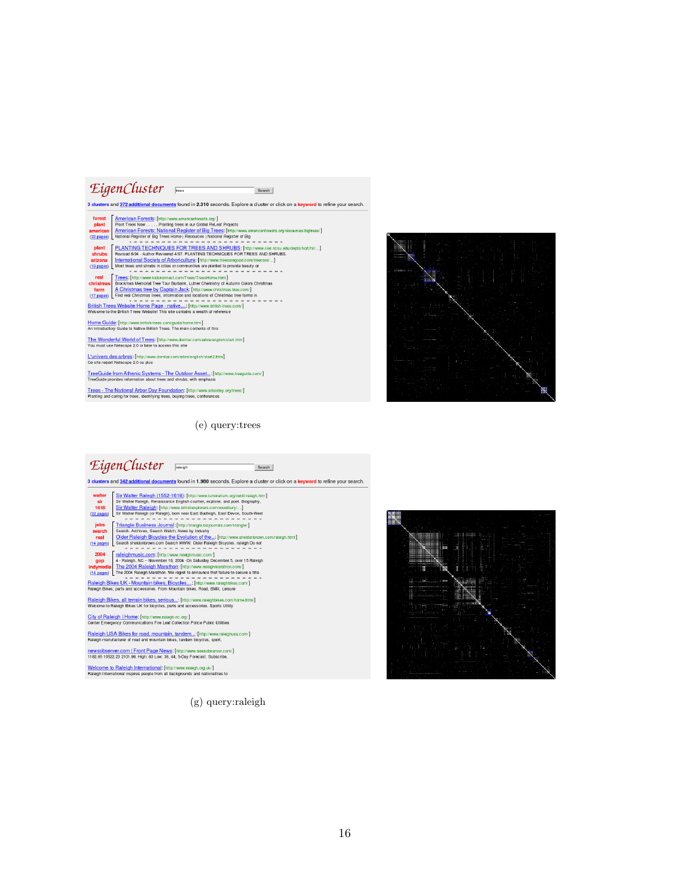EigenCluster

3 clusters and 372 additional documents found in 2.310 seconds. Explore a cluster or click on a keyword to refine your search.

forest
plant
american
(32 pages)

American Forests: [http://www.americanforests.org/]
Plant Trees Now . . . . . Planting trees in our Global ReLeaf Projects
American Forests: National Register of Big Trees: [http://www.americanforests.org/resources/bigtrees/]
National Register of Big Trees Home | Resources | National Register of Big

plant
shrubs
arizona
(19 pages)

PLANTING TECHNIQUES FOR TREES AND SHRUBS: [http://www.ces.ncsu.edu/depts/hort/hil/...]
Revised 6/94 - Author Reviewed 4/97. PLANTING TECHNIQUES FOR TREES AND SHRUBS.
International Society of Arboriculture: [http://www.treesaregood.com/treecare/...]
Most trees and shrubs in cities or communities are planted to provide beauty or

real
christmas
farm
(17 pages)

Trees: [http://www.kidskonnect.com/Trees/TreesHome.html]
Brockman Memorial Tree Tour Burbank, Luther Chemistry of Autumn Colors Christmas
A Christmas tree by Captain Jack: [http://www.christmas-tree.com/]
Find real Christmas trees, information and locations of Christmas tree farms in

British Trees Website Home Page - native...: [http://www.british-trees.com/]
Welcome to the British Trees Website! This site contains a wealth of reference

Home Guide: [http://www.british-trees.com/guide/home.htm]
An introductory Guide to Native British Trees. The main contents of this

The Wonderful World of Trees: [http://www.domtar.com/arbre/english/start.htm]
You must use Netscape 2.0 or later to access this site

L'univers des arbres: [http://www.domtar.com/arbre/english/start2.htm]
Ce site requiert Netscape 2.0 ou plus

TreeGuide from Athenic Systems - The Outdoor Asset...: [http://www.treeguide.com/]
TreeGuide provides information about trees and shrubs, with emphasis

Trees - The National Arbor Day Foundation: [http://www.arborday.org/trees/]
Planting and caring for trees, identifying trees, buying trees, conferences

(e) query:trees

EigenCluster

3 clusters and 342 additional documents found in 1.980 seconds. Explore a cluster or click on a keyword to refine your search.

walter
sir
1618
(32 pages)

Sir Walter Ralegh (1552-1618): [http://www.luminarium.org/renlit/ralegh.htm]
Sir Walter Raleigh, Renaissance English courtier, explorer, and poet. Biography,
Sir Walter Raleigh: [http://www.britishexplorers.com/woodbury/...]
Sir Walter Raleigh (or Ralegh), born near East Budleigh, East Devon, South-West

jobs
search
real
(14 pages)

Triangle Business Journal: [http://triangle.bizjournals.com/triangle/]
Search. Archives, Search Watch, News by Industry
Older Raleigh Bicycles-the Evolution of the...: [http://www.sheldonbrown.com/raleigh.html]
Search sheldonbrown.com Search WWW. Older Raleigh Bicycles. raleigh Do not

2004
gop
indymedia
(14 pages)

raleighmusic.com: [http://www.raleighmusic.com/]
4 - Raleigh, NC -- November 16, 2004 -On Saturday December 5, over 15 Raleigh
The 2004 Raleigh Marathon: [http://www.raleighmarathon.com/]
The 2004 Raleigh Marathon. We regret to announce that failure to secure a title

Raleigh Bikes UK - Mountain bikes, Bicycles...: [http://www.raleighbikes.com/]
Raleigh Bikes, parts and accessories. From Mountain bikes, Road, BMX, Leisure

Raleigh Bikes, all terrain bikes, serious...: [http://www.raleighbikes.com/home.html]
Welcome to Raleigh Bikes UK for bicycles, parts and accessories. Sports Utility

City of Raleigh | Home: [http://www.raleigh-nc.org/]
Center Emergency Communications Fire Leaf Collection Police Public Utilities

Raleigh USA Bikes for road, mountain, tandem...: [http://www.raleighusa.com/]
Raleigh manufacturer of road and mountain bikes, tandem bicycles, sport,

newsobserver.com | Front Page News: [http://www.newsobserver.com/]
1182.65 10522.23 2101.86. High: 63 Low: 38, 44, 5-Day Forecast. Subscribe,

Welcome to Raleigh International: [http://www.raleigh.org.uk/]
Raleigh International inspires people from all backgrounds and nationalities to

(g) query:raleigh